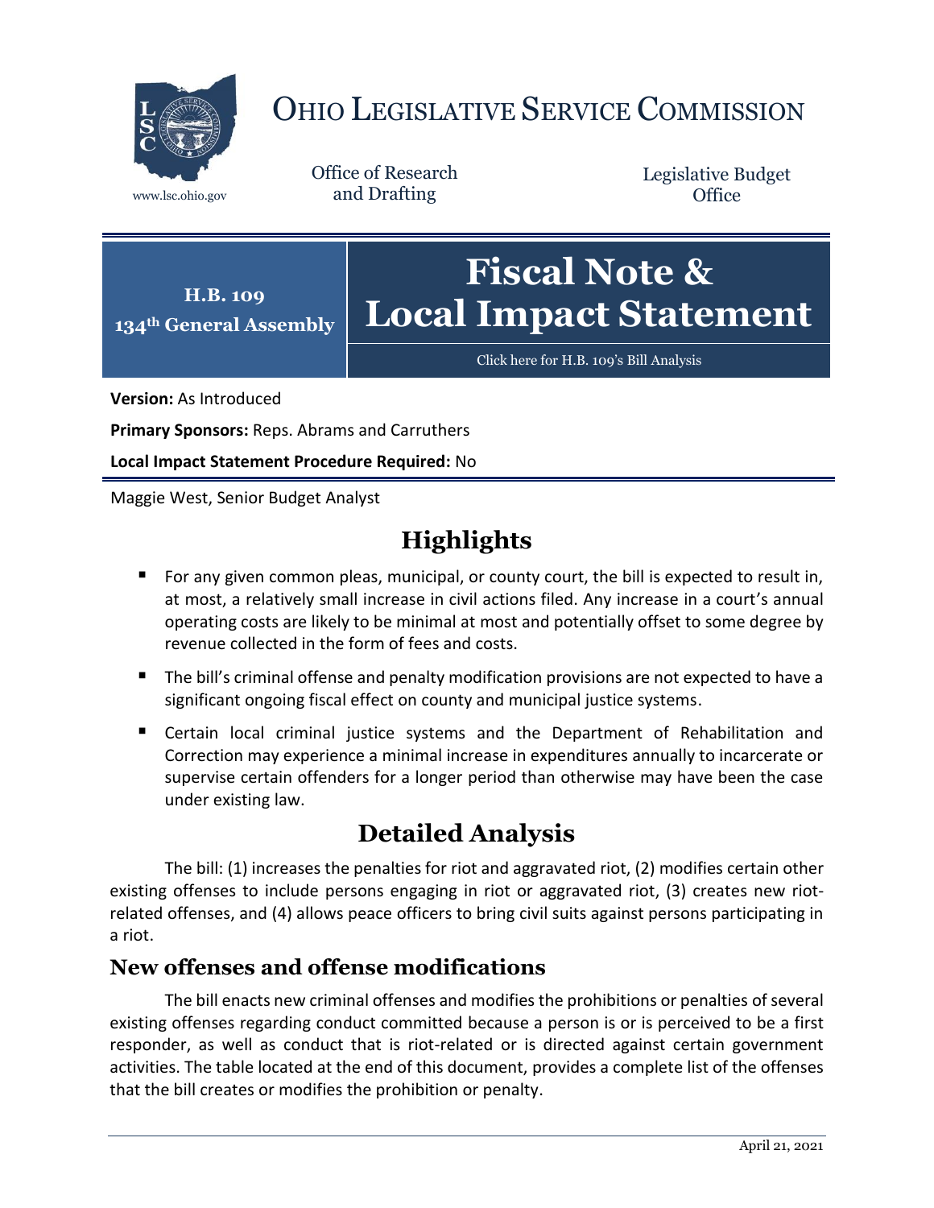# OHIO LEGISLATIVE SERVICE COMMISSION

www.lsc.ohio.gov

Office of Research and Drafting

Legislative Budget Office

**H.B. 109**
**134th General Assembly**

# Fiscal Note & Local Impact Statement

Click here for H.B. 109's Bill Analysis

**Version:** As Introduced

**Primary Sponsors:** Reps. Abrams and Carruthers

**Local Impact Statement Procedure Required:** No

Maggie West, Senior Budget Analyst

## Highlights

- For any given common pleas, municipal, or county court, the bill is expected to result in, at most, a relatively small increase in civil actions filed. Any increase in a court's annual operating costs are likely to be minimal at most and potentially offset to some degree by revenue collected in the form of fees and costs.
- The bill's criminal offense and penalty modification provisions are not expected to have a significant ongoing fiscal effect on county and municipal justice systems.
- Certain local criminal justice systems and the Department of Rehabilitation and Correction may experience a minimal increase in expenditures annually to incarcerate or supervise certain offenders for a longer period than otherwise may have been the case under existing law.

## Detailed Analysis

The bill: (1) increases the penalties for riot and aggravated riot, (2) modifies certain other existing offenses to include persons engaging in riot or aggravated riot, (3) creates new riot-related offenses, and (4) allows peace officers to bring civil suits against persons participating in a riot.

### New offenses and offense modifications

The bill enacts new criminal offenses and modifies the prohibitions or penalties of several existing offenses regarding conduct committed because a person is or is perceived to be a first responder, as well as conduct that is riot-related or is directed against certain government activities. The table located at the end of this document, provides a complete list of the offenses that the bill creates or modifies the prohibition or penalty.

April 21, 2021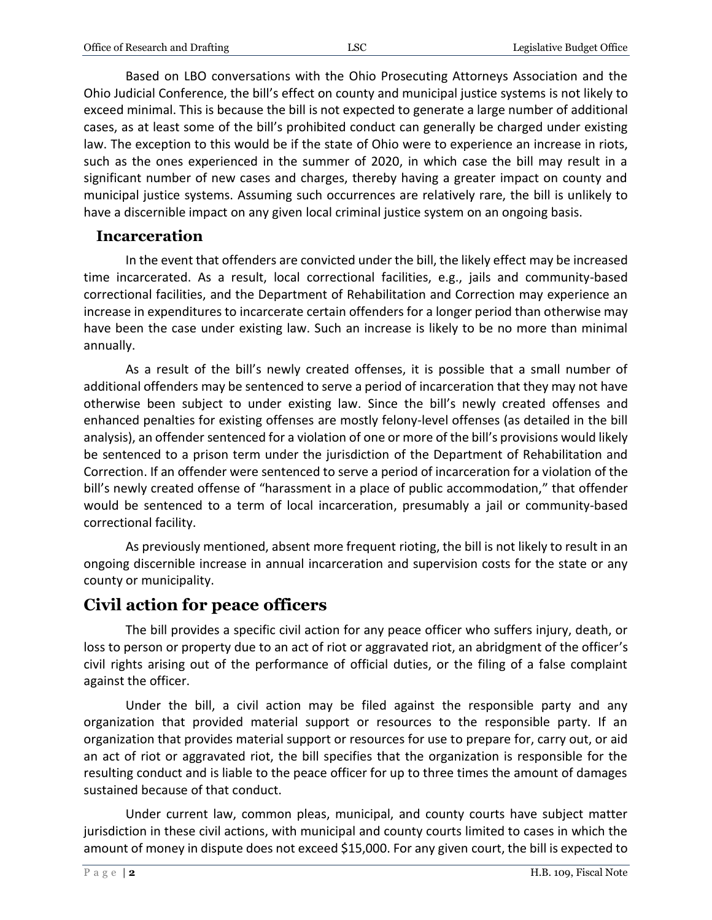Based on LBO conversations with the Ohio Prosecuting Attorneys Association and the Ohio Judicial Conference, the bill's effect on county and municipal justice systems is not likely to exceed minimal. This is because the bill is not expected to generate a large number of additional cases, as at least some of the bill's prohibited conduct can generally be charged under existing law. The exception to this would be if the state of Ohio were to experience an increase in riots, such as the ones experienced in the summer of 2020, in which case the bill may result in a significant number of new cases and charges, thereby having a greater impact on county and municipal justice systems. Assuming such occurrences are relatively rare, the bill is unlikely to have a discernible impact on any given local criminal justice system on an ongoing basis.

### Incarceration

In the event that offenders are convicted under the bill, the likely effect may be increased time incarcerated. As a result, local correctional facilities, e.g., jails and community-based correctional facilities, and the Department of Rehabilitation and Correction may experience an increase in expenditures to incarcerate certain offenders for a longer period than otherwise may have been the case under existing law. Such an increase is likely to be no more than minimal annually.

As a result of the bill's newly created offenses, it is possible that a small number of additional offenders may be sentenced to serve a period of incarceration that they may not have otherwise been subject to under existing law. Since the bill's newly created offenses and enhanced penalties for existing offenses are mostly felony-level offenses (as detailed in the bill analysis), an offender sentenced for a violation of one or more of the bill's provisions would likely be sentenced to a prison term under the jurisdiction of the Department of Rehabilitation and Correction. If an offender were sentenced to serve a period of incarceration for a violation of the bill's newly created offense of "harassment in a place of public accommodation," that offender would be sentenced to a term of local incarceration, presumably a jail or community-based correctional facility.

As previously mentioned, absent more frequent rioting, the bill is not likely to result in an ongoing discernible increase in annual incarceration and supervision costs for the state or any county or municipality.

## Civil action for peace officers

The bill provides a specific civil action for any peace officer who suffers injury, death, or loss to person or property due to an act of riot or aggravated riot, an abridgment of the officer's civil rights arising out of the performance of official duties, or the filing of a false complaint against the officer.

Under the bill, a civil action may be filed against the responsible party and any organization that provided material support or resources to the responsible party. If an organization that provides material support or resources for use to prepare for, carry out, or aid an act of riot or aggravated riot, the bill specifies that the organization is responsible for the resulting conduct and is liable to the peace officer for up to three times the amount of damages sustained because of that conduct.

Under current law, common pleas, municipal, and county courts have subject matter jurisdiction in these civil actions, with municipal and county courts limited to cases in which the amount of money in dispute does not exceed $15,000. For any given court, the bill is expected to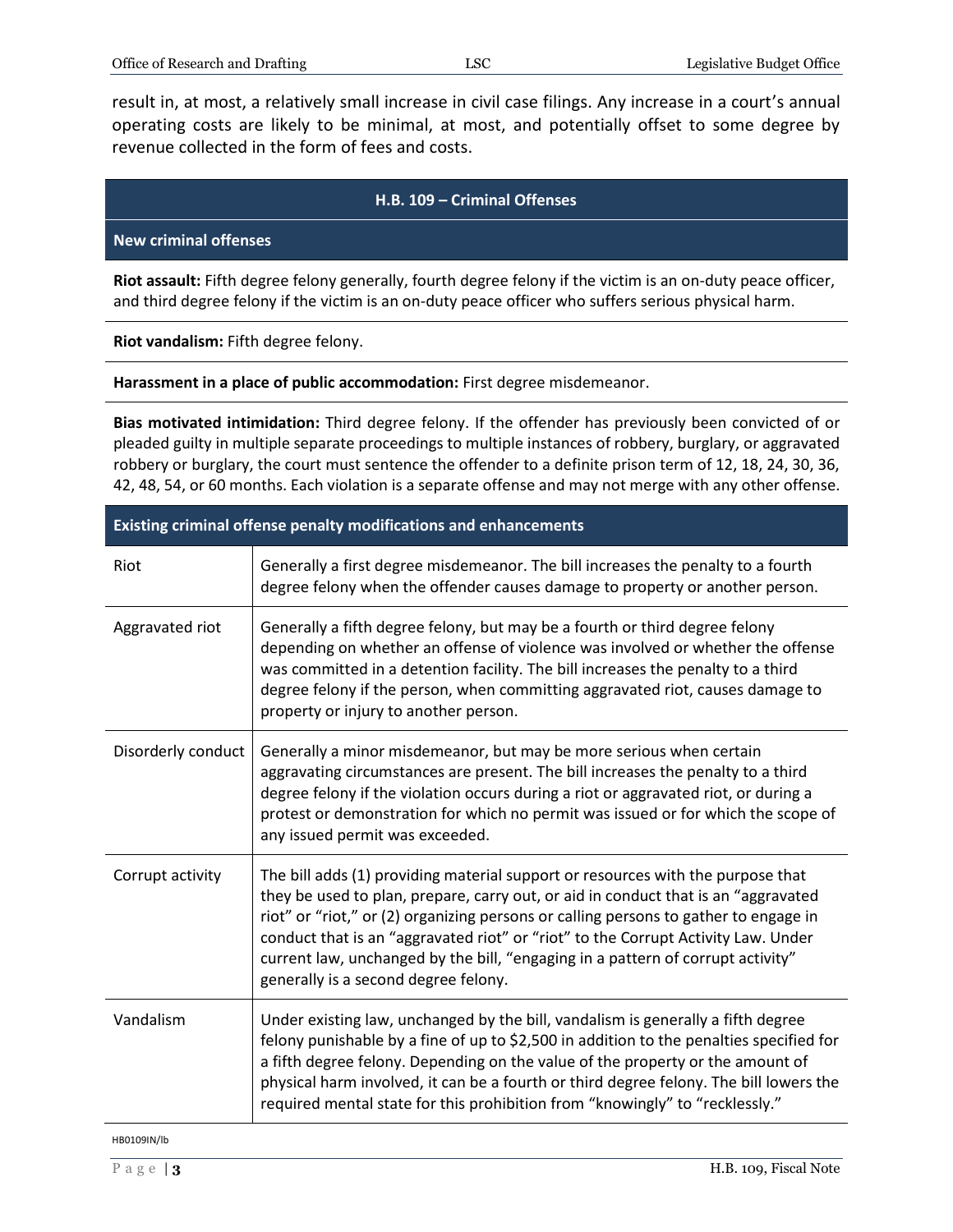result in, at most, a relatively small increase in civil case filings. Any increase in a court's annual operating costs are likely to be minimal, at most, and potentially offset to some degree by revenue collected in the form of fees and costs.

## H.B. 109 – Criminal Offenses

### New criminal offenses

**Riot assault:** Fifth degree felony generally, fourth degree felony if the victim is an on-duty peace officer, and third degree felony if the victim is an on-duty peace officer who suffers serious physical harm.

**Riot vandalism:** Fifth degree felony.

**Harassment in a place of public accommodation:** First degree misdemeanor.

**Bias motivated intimidation:** Third degree felony. If the offender has previously been convicted of or pleaded guilty in multiple separate proceedings to multiple instances of robbery, burglary, or aggravated robbery or burglary, the court must sentence the offender to a definite prison term of 12, 18, 24, 30, 36, 42, 48, 54, or 60 months. Each violation is a separate offense and may not merge with any other offense.

### Existing criminal offense penalty modifications and enhancements

| | |
|---|---|
| Riot | Generally a first degree misdemeanor. The bill increases the penalty to a fourth degree felony when the offender causes damage to property or another person. |
| Aggravated riot | Generally a fifth degree felony, but may be a fourth or third degree felony depending on whether an offense of violence was involved or whether the offense was committed in a detention facility. The bill increases the penalty to a third degree felony if the person, when committing aggravated riot, causes damage to property or injury to another person. |
| Disorderly conduct | Generally a minor misdemeanor, but may be more serious when certain aggravating circumstances are present. The bill increases the penalty to a third degree felony if the violation occurs during a riot or aggravated riot, or during a protest or demonstration for which no permit was issued or for which the scope of any issued permit was exceeded. |
| Corrupt activity | The bill adds (1) providing material support or resources with the purpose that they be used to plan, prepare, carry out, or aid in conduct that is an "aggravated riot" or "riot," or (2) organizing persons or calling persons to gather to engage in conduct that is an "aggravated riot" or "riot" to the Corrupt Activity Law. Under current law, unchanged by the bill, "engaging in a pattern of corrupt activity" generally is a second degree felony. |
| Vandalism | Under existing law, unchanged by the bill, vandalism is generally a fifth degree felony punishable by a fine of up to $2,500 in addition to the penalties specified for a fifth degree felony. Depending on the value of the property or the amount of physical harm involved, it can be a fourth or third degree felony. The bill lowers the required mental state for this prohibition from "knowingly" to "recklessly." |

HB0109IN/lb